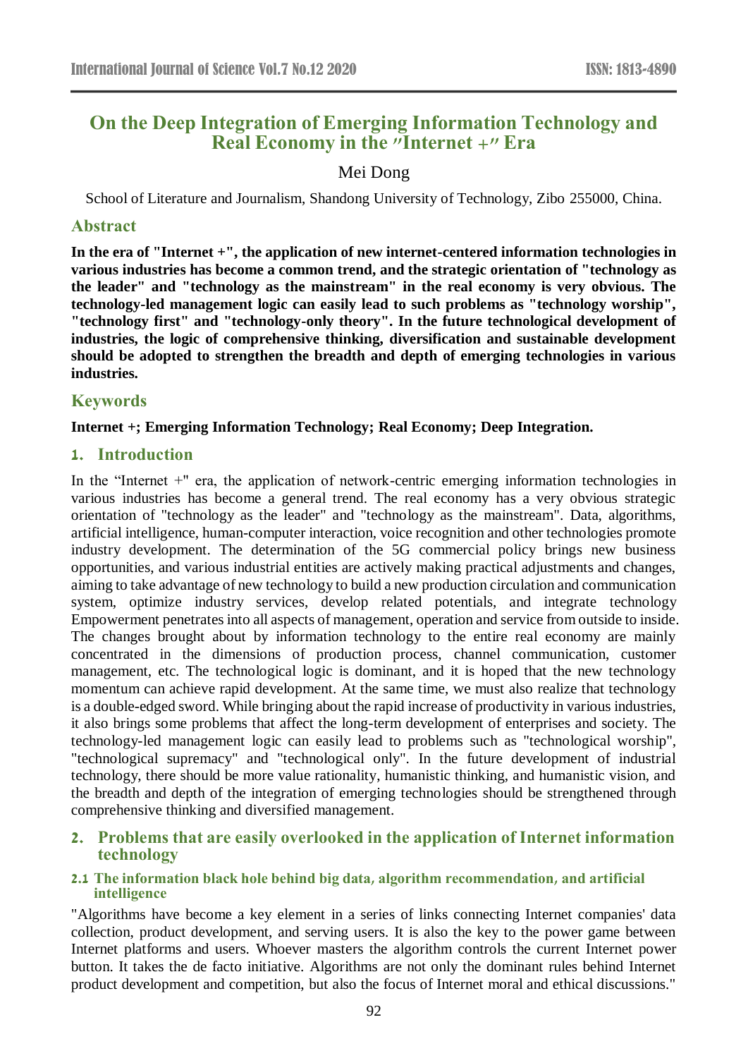# On the Deep Integration of Emerging Information Technology and Real Economy in the "Internet +" Era

Mei Dong

School of Literature and Journalism, Shandong University of Technology, Zibo 255000, China.

## Abstract

**In the era of "Internet +", the application of new internet-centered information technologies in various industries has become a common trend, and the strategic orientation of "technology as the leader" and "technology as the mainstream" in the real economy is very obvious. The technology-led management logic can easily lead to such problems as "technology worship", "technology first" and "technology-only theory". In the future technological development of industries, the logic of comprehensive thinking, diversification and sustainable development should be adopted to strengthen the breadth and depth of emerging technologies in various industries.**

## Keywords

**Internet +; Emerging Information Technology; Real Economy; Deep Integration.**

## 1. Introduction

In the "Internet +" era, the application of network-centric emerging information technologies in various industries has become a general trend. The real economy has a very obvious strategic orientation of "technology as the leader" and "technology as the mainstream". Data, algorithms, artificial intelligence, human-computer interaction, voice recognition and other technologies promote industry development. The determination of the 5G commercial policy brings new business opportunities, and various industrial entities are actively making practical adjustments and changes, aiming to take advantage of new technology to build a new production circulation and communication system, optimize industry services, develop related potentials, and integrate technology Empowerment penetrates into all aspects of management, operation and service from outside to inside. The changes brought about by information technology to the entire real economy are mainly concentrated in the dimensions of production process, channel communication, customer management, etc. The technological logic is dominant, and it is hoped that the new technology momentum can achieve rapid development. At the same time, we must also realize that technology is a double-edged sword. While bringing about the rapid increase of productivity in various industries, it also brings some problems that affect the long-term development of enterprises and society. The technology-led management logic can easily lead to problems such as "technological worship", "technological supremacy" and "technological only". In the future development of industrial technology, there should be more value rationality, humanistic thinking, and humanistic vision, and the breadth and depth of the integration of emerging technologies should be strengthened through comprehensive thinking and diversified management.

## 2. Problems that are easily overlooked in the application of Internet information technology

### 2.1 The information black hole behind big data, algorithm recommendation, and artificial intelligence

"Algorithms have become a key element in a series of links connecting Internet companies' data collection, product development, and serving users. It is also the key to the power game between Internet platforms and users. Whoever masters the algorithm controls the current Internet power button. It takes the de facto initiative. Algorithms are not only the dominant rules behind Internet product development and competition, but also the focus of Internet moral and ethical discussions."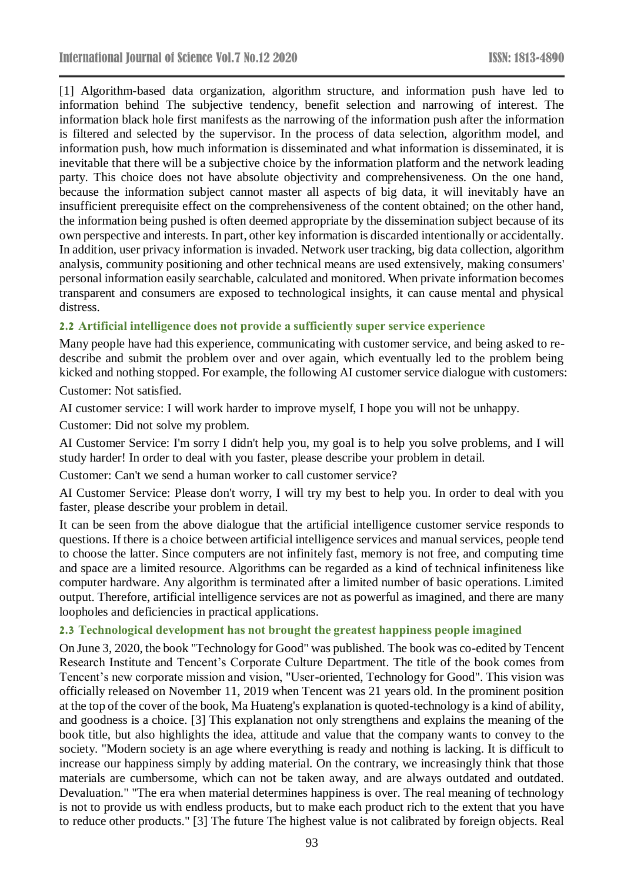[1] Algorithm-based data organization, algorithm structure, and information push have led to information behind The subjective tendency, benefit selection and narrowing of interest. The information black hole first manifests as the narrowing of the information push after the information is filtered and selected by the supervisor. In the process of data selection, algorithm model, and information push, how much information is disseminated and what information is disseminated, it is inevitable that there will be a subjective choice by the information platform and the network leading party. This choice does not have absolute objectivity and comprehensiveness. On the one hand, because the information subject cannot master all aspects of big data, it will inevitably have an insufficient prerequisite effect on the comprehensiveness of the content obtained; on the other hand, the information being pushed is often deemed appropriate by the dissemination subject because of its own perspective and interests. In part, other key information is discarded intentionally or accidentally. In addition, user privacy information is invaded. Network user tracking, big data collection, algorithm analysis, community positioning and other technical means are used extensively, making consumers' personal information easily searchable, calculated and monitored. When private information becomes transparent and consumers are exposed to technological insights, it can cause mental and physical distress.

### 2.2 Artificial intelligence does not provide a sufficiently super service experience

Many people have had this experience, communicating with customer service, and being asked to re-describe and submit the problem over and over again, which eventually led to the problem being kicked and nothing stopped. For example, the following AI customer service dialogue with customers:

Customer: Not satisfied.

AI customer service: I will work harder to improve myself, I hope you will not be unhappy.

Customer: Did not solve my problem.

AI Customer Service: I'm sorry I didn't help you, my goal is to help you solve problems, and I will study harder! In order to deal with you faster, please describe your problem in detail.

Customer: Can't we send a human worker to call customer service?

AI Customer Service: Please don't worry, I will try my best to help you. In order to deal with you faster, please describe your problem in detail.

It can be seen from the above dialogue that the artificial intelligence customer service responds to questions. If there is a choice between artificial intelligence services and manual services, people tend to choose the latter. Since computers are not infinitely fast, memory is not free, and computing time and space are a limited resource. Algorithms can be regarded as a kind of technical infiniteness like computer hardware. Any algorithm is terminated after a limited number of basic operations. Limited output. Therefore, artificial intelligence services are not as powerful as imagined, and there are many loopholes and deficiencies in practical applications.

### 2.3 Technological development has not brought the greatest happiness people imagined

On June 3, 2020, the book "Technology for Good" was published. The book was co-edited by Tencent Research Institute and Tencent's Corporate Culture Department. The title of the book comes from Tencent's new corporate mission and vision, "User-oriented, Technology for Good". This vision was officially released on November 11, 2019 when Tencent was 21 years old. In the prominent position at the top of the cover of the book, Ma Huateng's explanation is quoted-technology is a kind of ability, and goodness is a choice. [3] This explanation not only strengthens and explains the meaning of the book title, but also highlights the idea, attitude and value that the company wants to convey to the society. "Modern society is an age where everything is ready and nothing is lacking. It is difficult to increase our happiness simply by adding material. On the contrary, we increasingly think that those materials are cumbersome, which can not be taken away, and are always outdated and outdated. Devaluation." "The era when material determines happiness is over. The real meaning of technology is not to provide us with endless products, but to make each product rich to the extent that you have to reduce other products." [3] The future The highest value is not calibrated by foreign objects. Real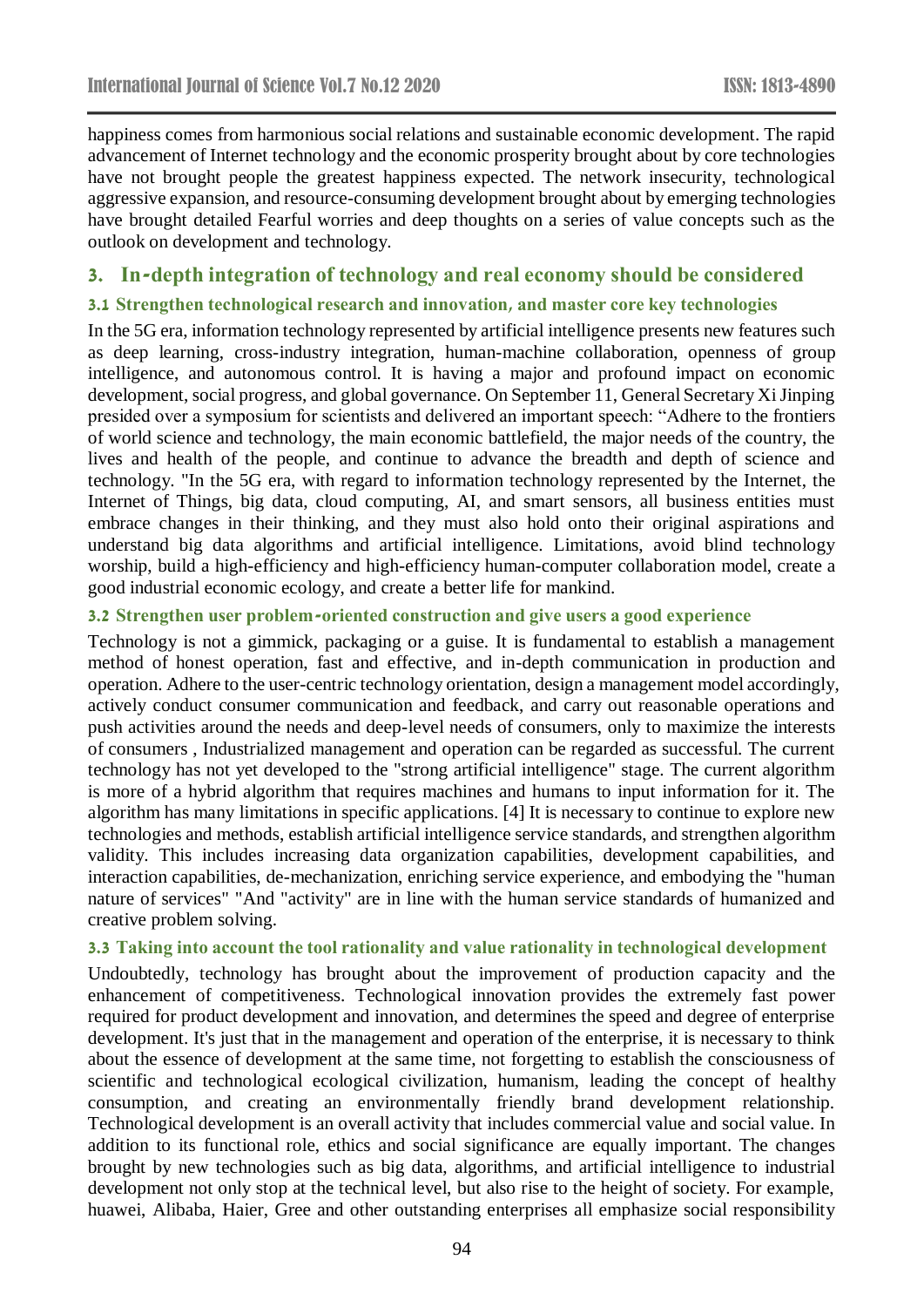happiness comes from harmonious social relations and sustainable economic development. The rapid advancement of Internet technology and the economic prosperity brought about by core technologies have not brought people the greatest happiness expected. The network insecurity, technological aggressive expansion, and resource-consuming development brought about by emerging technologies have brought detailed Fearful worries and deep thoughts on a series of value concepts such as the outlook on development and technology.

## 3. In-depth integration of technology and real economy should be considered

### 3.1 Strengthen technological research and innovation, and master core key technologies

In the 5G era, information technology represented by artificial intelligence presents new features such as deep learning, cross-industry integration, human-machine collaboration, openness of group intelligence, and autonomous control. It is having a major and profound impact on economic development, social progress, and global governance. On September 11, General Secretary Xi Jinping presided over a symposium for scientists and delivered an important speech: "Adhere to the frontiers of world science and technology, the main economic battlefield, the major needs of the country, the lives and health of the people, and continue to advance the breadth and depth of science and technology. "In the 5G era, with regard to information technology represented by the Internet, the Internet of Things, big data, cloud computing, AI, and smart sensors, all business entities must embrace changes in their thinking, and they must also hold onto their original aspirations and understand big data algorithms and artificial intelligence. Limitations, avoid blind technology worship, build a high-efficiency and high-efficiency human-computer collaboration model, create a good industrial economic ecology, and create a better life for mankind.

### 3.2 Strengthen user problem-oriented construction and give users a good experience

Technology is not a gimmick, packaging or a guise. It is fundamental to establish a management method of honest operation, fast and effective, and in-depth communication in production and operation. Adhere to the user-centric technology orientation, design a management model accordingly, actively conduct consumer communication and feedback, and carry out reasonable operations and push activities around the needs and deep-level needs of consumers, only to maximize the interests of consumers , Industrialized management and operation can be regarded as successful. The current technology has not yet developed to the "strong artificial intelligence" stage. The current algorithm is more of a hybrid algorithm that requires machines and humans to input information for it. The algorithm has many limitations in specific applications. [4] It is necessary to continue to explore new technologies and methods, establish artificial intelligence service standards, and strengthen algorithm validity. This includes increasing data organization capabilities, development capabilities, and interaction capabilities, de-mechanization, enriching service experience, and embodying the "human nature of services" "And "activity" are in line with the human service standards of humanized and creative problem solving.

### 3.3 Taking into account the tool rationality and value rationality in technological development

Undoubtedly, technology has brought about the improvement of production capacity and the enhancement of competitiveness. Technological innovation provides the extremely fast power required for product development and innovation, and determines the speed and degree of enterprise development. It's just that in the management and operation of the enterprise, it is necessary to think about the essence of development at the same time, not forgetting to establish the consciousness of scientific and technological ecological civilization, humanism, leading the concept of healthy consumption, and creating an environmentally friendly brand development relationship. Technological development is an overall activity that includes commercial value and social value. In addition to its functional role, ethics and social significance are equally important. The changes brought by new technologies such as big data, algorithms, and artificial intelligence to industrial development not only stop at the technical level, but also rise to the height of society. For example, huawei, Alibaba, Haier, Gree and other outstanding enterprises all emphasize social responsibility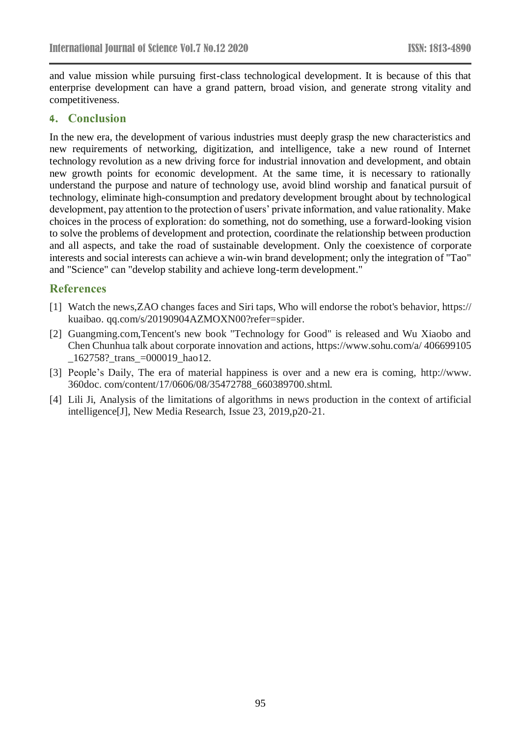and value mission while pursuing first-class technological development. It is because of this that enterprise development can have a grand pattern, broad vision, and generate strong vitality and competitiveness.

## 4. Conclusion

In the new era, the development of various industries must deeply grasp the new characteristics and new requirements of networking, digitization, and intelligence, take a new round of Internet technology revolution as a new driving force for industrial innovation and development, and obtain new growth points for economic development. At the same time, it is necessary to rationally understand the purpose and nature of technology use, avoid blind worship and fanatical pursuit of technology, eliminate high-consumption and predatory development brought about by technological development, pay attention to the protection of users' private information, and value rationality. Make choices in the process of exploration: do something, not do something, use a forward-looking vision to solve the problems of development and protection, coordinate the relationship between production and all aspects, and take the road of sustainable development. Only the coexistence of corporate interests and social interests can achieve a win-win brand development; only the integration of "Tao" and "Science" can "develop stability and achieve long-term development."

## References

[1] Watch the news,ZAO changes faces and Siri taps, Who will endorse the robot's behavior, https:// kuaibao. qq.com/s/20190904AZMOXN00?refer=spider.

[2] Guangming.com,Tencent's new book "Technology for Good" is released and Wu Xiaobo and Chen Chunhua talk about corporate innovation and actions, https://www.sohu.com/a/ 406699105 _162758?_trans_=000019_hao12.

[3] People's Daily, The era of material happiness is over and a new era is coming, http://www. 360doc. com/content/17/0606/08/35472788_660389700.shtml.

[4] Lili Ji, Analysis of the limitations of algorithms in news production in the context of artificial intelligence[J], New Media Research, Issue 23, 2019,p20-21.